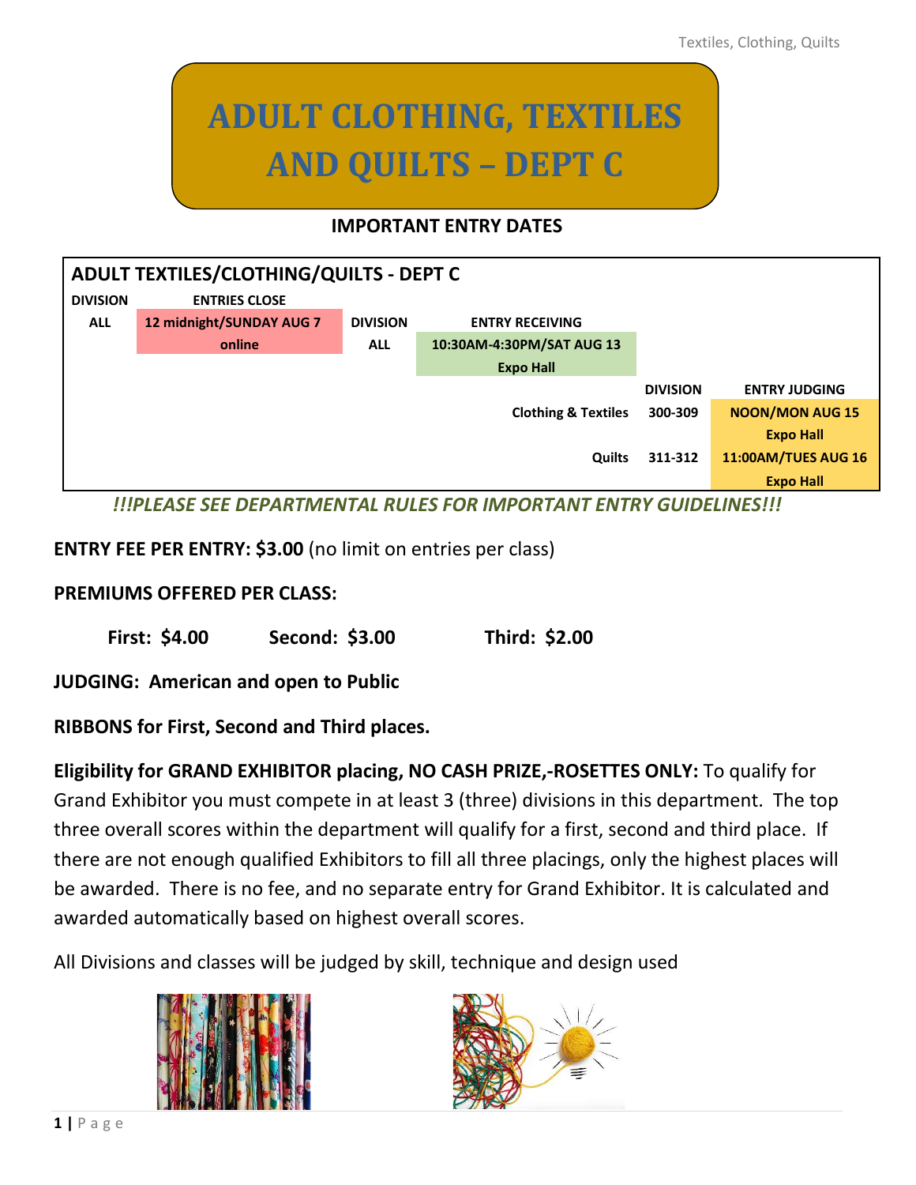# ADULT CLOTHING, TEXTILES AND QUILTS – DEPT C

## IMPORTANT ENTRY DATES

| ADULT TEXTILES/CLOTHING/QUILTS - DEPT C | | | | | | |
|---|---|---|---|---|---|---|
| DIVISION | ENTRIES CLOSE | DIVISION | ENTRY RECEIVING | | | |
| ALL | 12 midnight/SUNDAY AUG 7 online | ALL | 10:30AM-4:30PM/SAT AUG 13 Expo Hall | | | |
| | | | | | DIVISION | ENTRY JUDGING |
| | | | | Clothing & Textiles | 300-309 | NOON/MON AUG 15 Expo Hall |
| | | | | Quilts | 311-312 | 11:00AM/TUES AUG 16 Expo Hall |

***!!!PLEASE SEE DEPARTMENTAL RULES FOR IMPORTANT ENTRY GUIDELINES!!!***

**ENTRY FEE PER ENTRY: $3.00** (no limit on entries per class)

**PREMIUMS OFFERED PER CLASS:**

**First: $4.00 Second: $3.00 Third: $2.00**

**JUDGING: American and open to Public**

**RIBBONS for First, Second and Third places.**

**Eligibility for GRAND EXHIBITOR placing, NO CASH PRIZE,-ROSETTES ONLY:** To qualify for Grand Exhibitor you must compete in at least 3 (three) divisions in this department. The top three overall scores within the department will qualify for a first, second and third place. If there are not enough qualified Exhibitors to fill all three placings, only the highest places will be awarded. There is no fee, and no separate entry for Grand Exhibitor. It is calculated and awarded automatically based on highest overall scores.

All Divisions and classes will be judged by skill, technique and design used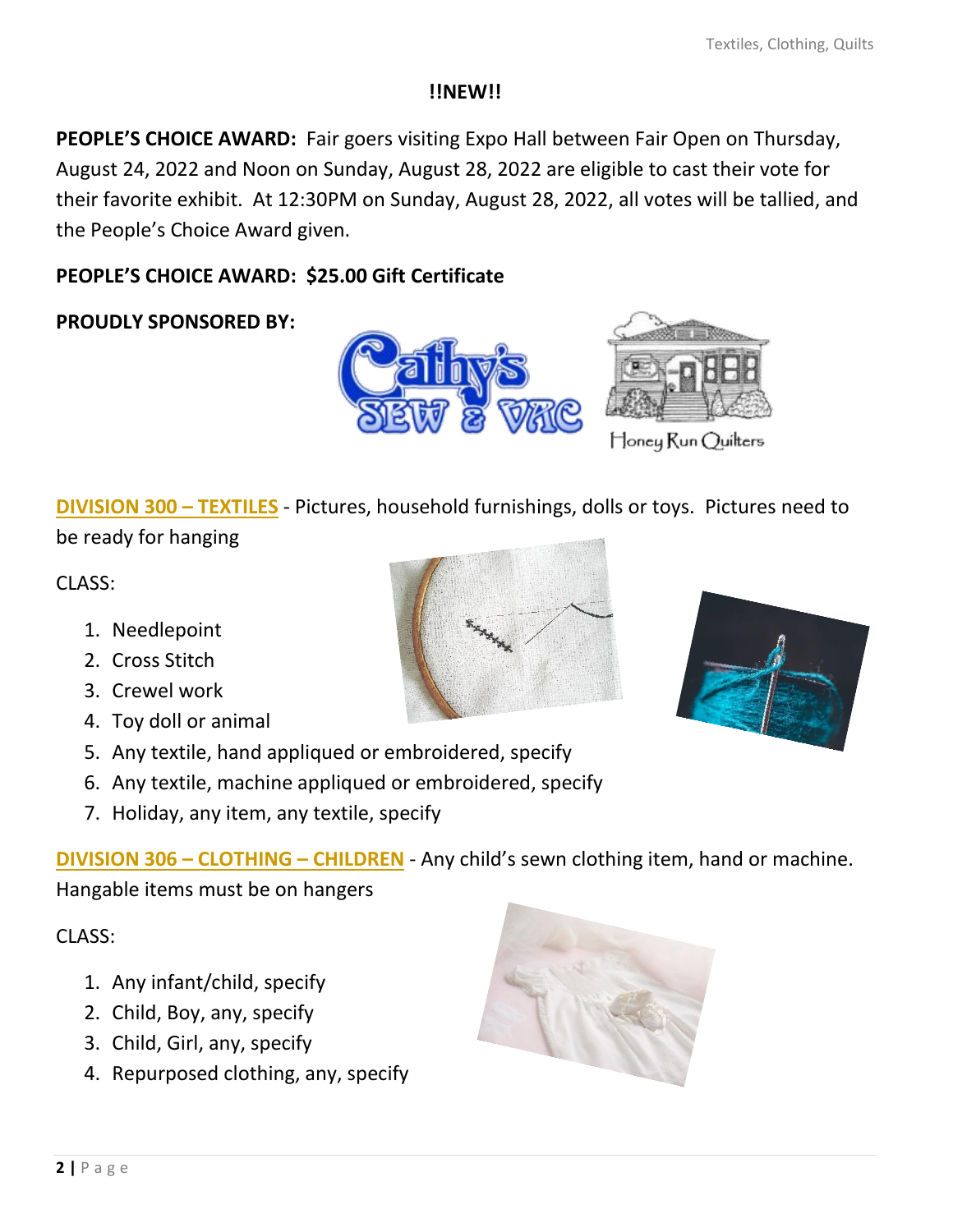**!!NEW!!**

**PEOPLE'S CHOICE AWARD:** Fair goers visiting Expo Hall between Fair Open on Thursday, August 24, 2022 and Noon on Sunday, August 28, 2022 are eligible to cast their vote for their favorite exhibit. At 12:30PM on Sunday, August 28, 2022, all votes will be tallied, and the People's Choice Award given.

**PEOPLE'S CHOICE AWARD: $25.00 Gift Certificate**

**PROUDLY SPONSORED BY:**

## DIVISION 300 – TEXTILES

- Pictures, household furnishings, dolls or toys. Pictures need to be ready for hanging

CLASS:

1. Needlepoint
2. Cross Stitch
3. Crewel work
4. Toy doll or animal
5. Any textile, hand appliqued or embroidered, specify
6. Any textile, machine appliqued or embroidered, specify
7. Holiday, any item, any textile, specify

## DIVISION 306 – CLOTHING – CHILDREN

- Any child's sewn clothing item, hand or machine. Hangable items must be on hangers

CLASS:

1. Any infant/child, specify
2. Child, Boy, any, specify
3. Child, Girl, any, specify
4. Repurposed clothing, any, specify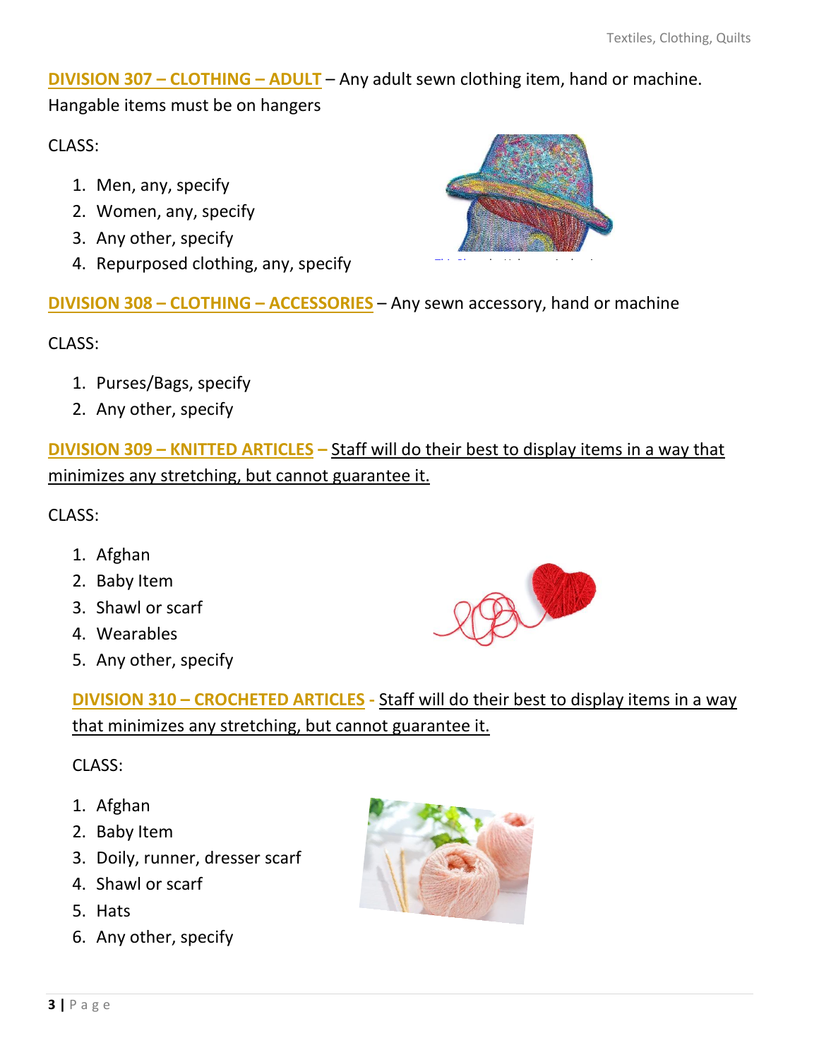**DIVISION 307 – CLOTHING – ADULT** – Any adult sewn clothing item, hand or machine. Hangable items must be on hangers

CLASS:

1. Men, any, specify
2. Women, any, specify
3. Any other, specify
4. Repurposed clothing, any, specify

**DIVISION 308 – CLOTHING – ACCESSORIES** – Any sewn accessory, hand or machine

CLASS:

1. Purses/Bags, specify
2. Any other, specify

**DIVISION 309 – KNITTED ARTICLES** – Staff will do their best to display items in a way that minimizes any stretching, but cannot guarantee it.

CLASS:

1. Afghan
2. Baby Item
3. Shawl or scarf
4. Wearables
5. Any other, specify

**DIVISION 310 – CROCHETED ARTICLES** - Staff will do their best to display items in a way that minimizes any stretching, but cannot guarantee it.

CLASS:

1. Afghan
2. Baby Item
3. Doily, runner, dresser scarf
4. Shawl or scarf
5. Hats
6. Any other, specify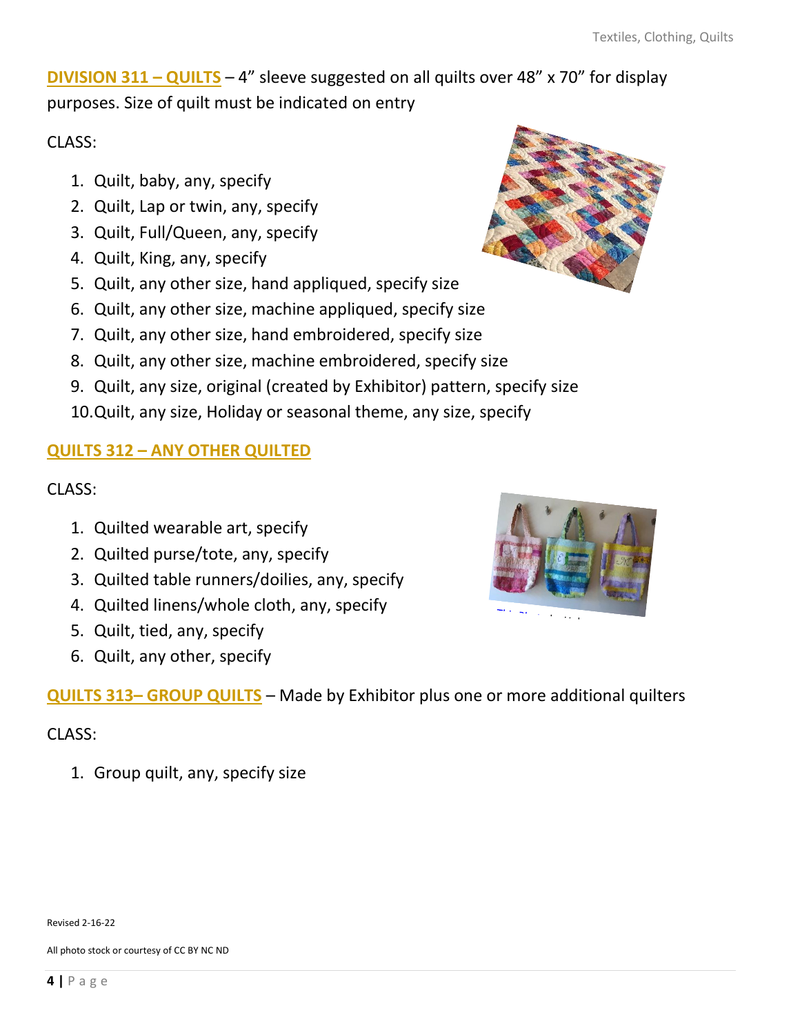**DIVISION 311 – QUILTS** – 4" sleeve suggested on all quilts over 48" x 70" for display purposes. Size of quilt must be indicated on entry

CLASS:

1. Quilt, baby, any, specify
2. Quilt, Lap or twin, any, specify
3. Quilt, Full/Queen, any, specify
4. Quilt, King, any, specify
5. Quilt, any other size, hand appliqued, specify size
6. Quilt, any other size, machine appliqued, specify size
7. Quilt, any other size, hand embroidered, specify size
8. Quilt, any other size, machine embroidered, specify size
9. Quilt, any size, original (created by Exhibitor) pattern, specify size
10. Quilt, any size, Holiday or seasonal theme, any size, specify

**QUILTS 312 – ANY OTHER QUILTED**

CLASS:

1. Quilted wearable art, specify
2. Quilted purse/tote, any, specify
3. Quilted table runners/doilies, any, specify
4. Quilted linens/whole cloth, any, specify
5. Quilt, tied, any, specify
6. Quilt, any other, specify

**QUILTS 313– GROUP QUILTS** – Made by Exhibitor plus one or more additional quilters

CLASS:

1. Group quilt, any, specify size

Revised 2-16-22

All photo stock or courtesy of CC BY NC ND